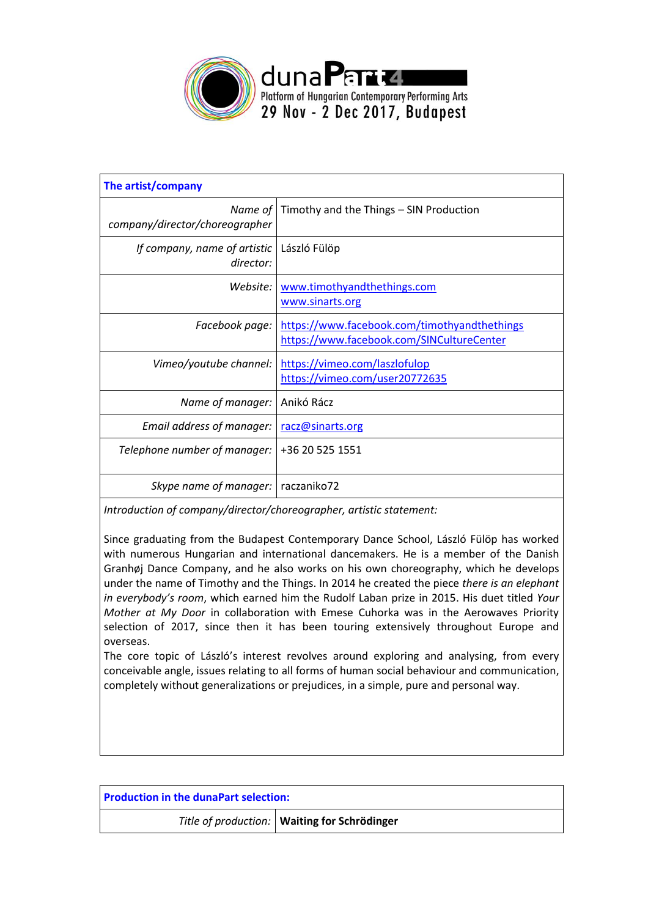dunaPart 4
Platform of Hungarian Contemporary Performing Arts
29 Nov - 2 Dec 2017, Budapest

| **The artist/company** | |
|---|---|
| *Name of company/director/choreographer* | Timothy and the Things – SIN Production |
| *If company, name of artistic director:* | László Fülöp |
| *Website:* | www.timothyandthethings.com<br>www.sinarts.org |
| *Facebook page:* | https://www.facebook.com/timothyandthethings<br>https://www.facebook.com/SINCultureCenter |
| *Vimeo/youtube channel:* | https://vimeo.com/laszlofulop<br>https://vimeo.com/user20772635 |
| *Name of manager:* | Anikó Rácz |
| *Email address of manager:* | racz@sinarts.org |
| *Telephone number of manager:* | +36 20 525 1551 |
| *Skype name of manager:* | raczaniko72 |

*Introduction of company/director/choreographer, artistic statement:*

Since graduating from the Budapest Contemporary Dance School, László Fülöp has worked with numerous Hungarian and international dancemakers. He is a member of the Danish Granhøj Dance Company, and he also works on his own choreography, which he develops under the name of Timothy and the Things. In 2014 he created the piece *there is an elephant in everybody's room*, which earned him the Rudolf Laban prize in 2015. His duet titled *Your Mother at My Door* in collaboration with Emese Cuhorka was in the Aerowaves Priority selection of 2017, since then it has been touring extensively throughout Europe and overseas.
The core topic of László's interest revolves around exploring and analysing, from every conceivable angle, issues relating to all forms of human social behaviour and communication, completely without generalizations or prejudices, in a simple, pure and personal way.

| **Production in the dunaPart selection:** | |
|---|---|
| *Title of production:* | **Waiting for Schrödinger** |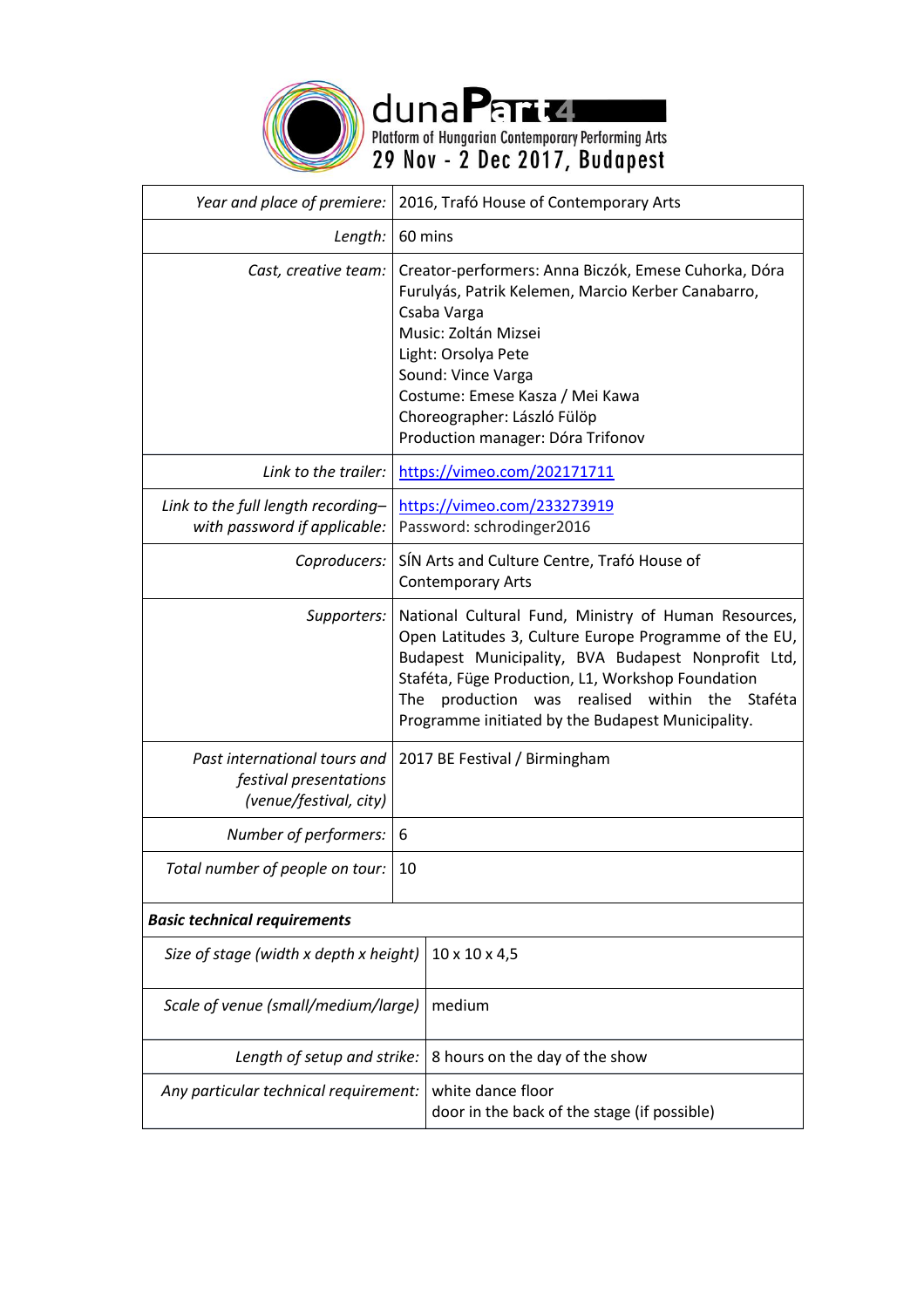dunaPart4
Platform of Hungarian Contemporary Performing Arts
29 Nov - 2 Dec 2017, Budapest

| | |
|---|---|
| *Year and place of premiere:* | 2016, Trafó House of Contemporary Arts |
| *Length:* | 60 mins |
| *Cast, creative team:* | Creator-performers: Anna Biczók, Emese Cuhorka, Dóra Furulyás, Patrik Kelemen, Marcio Kerber Canabarro, Csaba Varga<br>Music: Zoltán Mizsei<br>Light: Orsolya Pete<br>Sound: Vince Varga<br>Costume: Emese Kasza / Mei Kawa<br>Choreographer: László Fülöp<br>Production manager: Dóra Trifonov |
| *Link to the trailer:* | https://vimeo.com/202171711 |
| *Link to the full length recording– with password if applicable:* | https://vimeo.com/233273919<br>Password: schrodinger2016 |
| *Coproducers:* | SÍN Arts and Culture Centre, Trafó House of Contemporary Arts |
| *Supporters:* | National Cultural Fund, Ministry of Human Resources, Open Latitudes 3, Culture Europe Programme of the EU, Budapest Municipality, BVA Budapest Nonprofit Ltd, Staféta, Füge Production, L1, Workshop Foundation<br>The production was realised within the Staféta Programme initiated by the Budapest Municipality. |
| *Past international tours and festival presentations (venue/festival, city)* | 2017 BE Festival / Birmingham |
| *Number of performers:* | 6 |
| *Total number of people on tour:* | 10 |
| ***Basic technical requirements*** | |
| *Size of stage (width x depth x height)* | 10 x 10 x 4,5 |
| *Scale of venue (small/medium/large)* | medium |
| *Length of setup and strike:* | 8 hours on the day of the show |
| *Any particular technical requirement:* | white dance floor<br>door in the back of the stage (if possible) |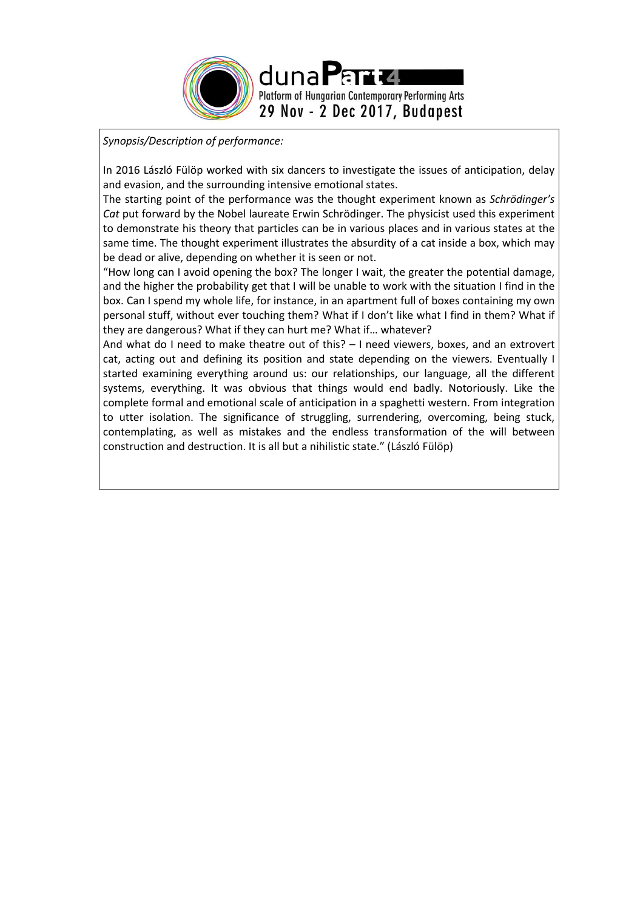*Synopsis/Description of performance:*

In 2016 László Fülöp worked with six dancers to investigate the issues of anticipation, delay and evasion, and the surrounding intensive emotional states.

The starting point of the performance was the thought experiment known as *Schrödinger's Cat* put forward by the Nobel laureate Erwin Schrödinger. The physicist used this experiment to demonstrate his theory that particles can be in various places and in various states at the same time. The thought experiment illustrates the absurdity of a cat inside a box, which may be dead or alive, depending on whether it is seen or not.

"How long can I avoid opening the box? The longer I wait, the greater the potential damage, and the higher the probability get that I will be unable to work with the situation I find in the box. Can I spend my whole life, for instance, in an apartment full of boxes containing my own personal stuff, without ever touching them? What if I don't like what I find in them? What if they are dangerous? What if they can hurt me? What if… whatever?

And what do I need to make theatre out of this? – I need viewers, boxes, and an extrovert cat, acting out and defining its position and state depending on the viewers. Eventually I started examining everything around us: our relationships, our language, all the different systems, everything. It was obvious that things would end badly. Notoriously. Like the complete formal and emotional scale of anticipation in a spaghetti western. From integration to utter isolation. The significance of struggling, surrendering, overcoming, being stuck, contemplating, as well as mistakes and the endless transformation of the will between construction and destruction. It is all but a nihilistic state." (László Fülöp)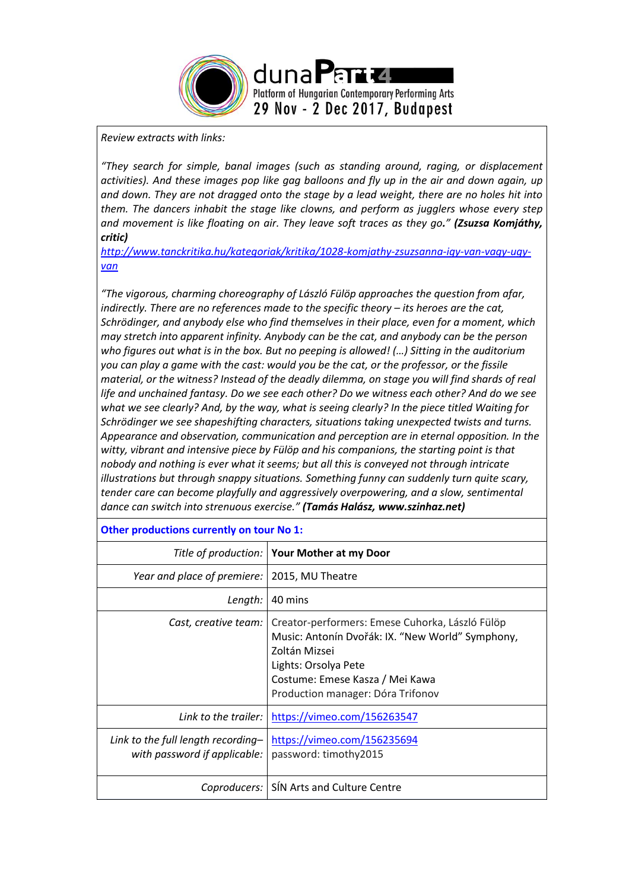*Review extracts with links:*

*"They search for simple, banal images (such as standing around, raging, or displacement activities). And these images pop like gag balloons and fly up in the air and down again, up and down. They are not dragged onto the stage by a lead weight, there are no holes hit into them. The dancers inhabit the stage like clowns, and perform as jugglers whose every step and movement is like floating on air. They leave soft traces as they go." **(Zsuzsa Komjáthy, critic)***
*http://www.tanckritika.hu/kategoriak/kritika/1028-komjathy-zsuzsanna-igy-van-vagy-ugy-van*

*"The vigorous, charming choreography of László Fülöp approaches the question from afar, indirectly. There are no references made to the specific theory – its heroes are the cat, Schrödinger, and anybody else who find themselves in their place, even for a moment, which may stretch into apparent infinity. Anybody can be the cat, and anybody can be the person who figures out what is in the box. But no peeping is allowed! (…) Sitting in the auditorium you can play a game with the cast: would you be the cat, or the professor, or the fissile material, or the witness? Instead of the deadly dilemma, on stage you will find shards of real life and unchained fantasy. Do we see each other? Do we witness each other? And do we see what we see clearly? And, by the way, what is seeing clearly? In the piece titled Waiting for Schrödinger we see shapeshifting characters, situations taking unexpected twists and turns. Appearance and observation, communication and perception are in eternal opposition. In the witty, vibrant and intensive piece by Fülöp and his companions, the starting point is that nobody and nothing is ever what it seems; but all this is conveyed not through intricate illustrations but through snappy situations. Something funny can suddenly turn quite scary, tender care can become playfully and aggressively overpowering, and a slow, sentimental dance can switch into strenuous exercise." **(Tamás Halász, www.szinhaz.net)***

**Other productions currently on tour No 1:**

| | |
|---|---|
| *Title of production:* | **Your Mother at my Door** |
| *Year and place of premiere:* | 2015, MU Theatre |
| *Length:* | 40 mins |
| *Cast, creative team:* | Creator-performers: Emese Cuhorka, László Fülöp<br>Music: Antonín Dvořák: IX. "New World" Symphony, Zoltán Mizsei<br>Lights: Orsolya Pete<br>Costume: Emese Kasza / Mei Kawa<br>Production manager: Dóra Trifonov |
| *Link to the trailer:* | https://vimeo.com/156263547 |
| *Link to the full length recording– with password if applicable:* | https://vimeo.com/156235694<br>password: timothy2015 |
| *Coproducers:* | SÍN Arts and Culture Centre |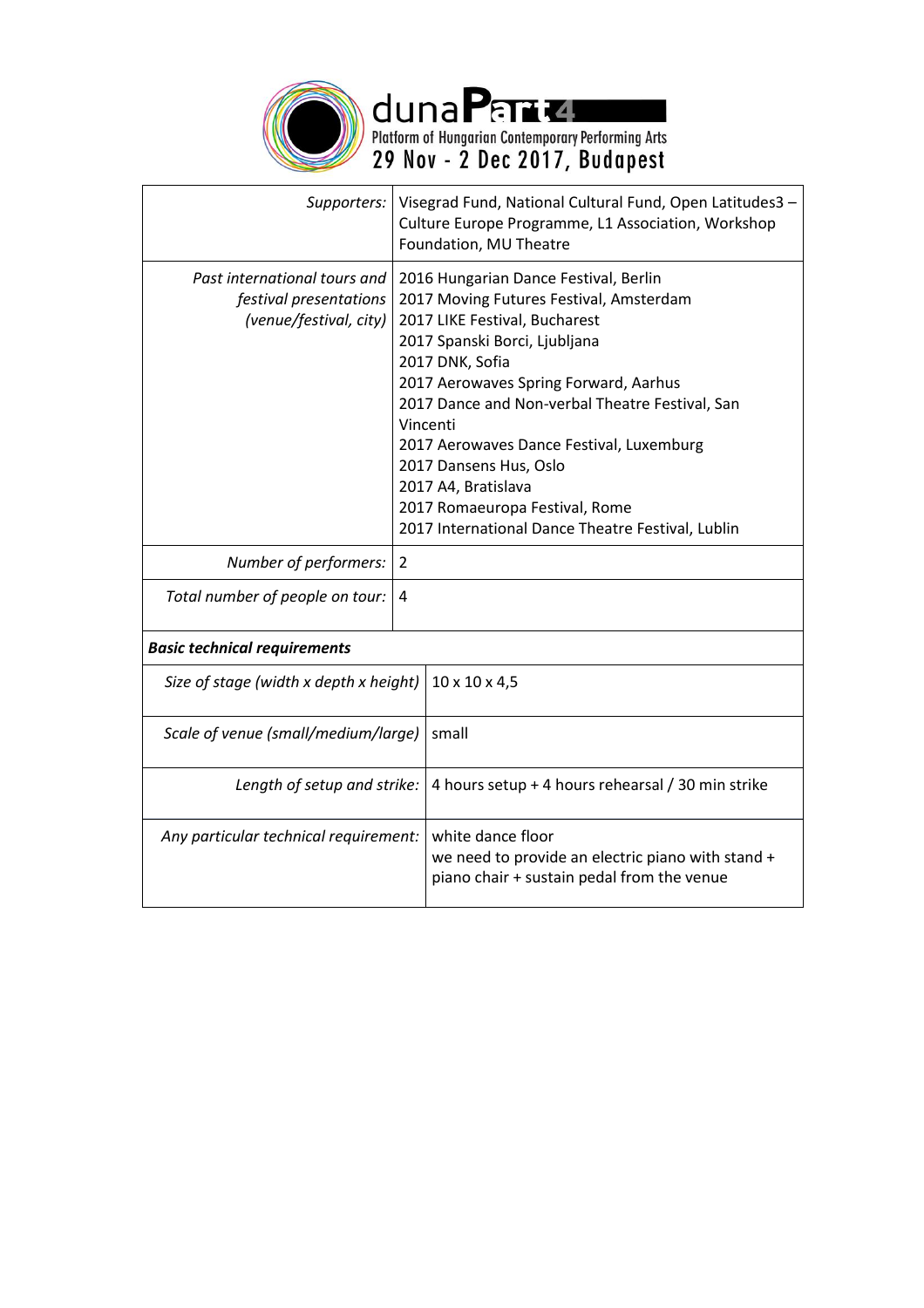dunaPart4

Platform of Hungarian Contemporary Performing Arts

29 Nov - 2 Dec 2017, Budapest

| | |
|---|---|
| *Supporters:* | Visegrad Fund, National Cultural Fund, Open Latitudes3 – Culture Europe Programme, L1 Association, Workshop Foundation, MU Theatre |
| *Past international tours and festival presentations (venue/festival, city)* | 2016 Hungarian Dance Festival, Berlin<br>2017 Moving Futures Festival, Amsterdam<br>2017 LIKE Festival, Bucharest<br>2017 Spanski Borci, Ljubljana<br>2017 DNK, Sofia<br>2017 Aerowaves Spring Forward, Aarhus<br>2017 Dance and Non-verbal Theatre Festival, San Vincenti<br>2017 Aerowaves Dance Festival, Luxemburg<br>2017 Dansens Hus, Oslo<br>2017 A4, Bratislava<br>2017 Romaeuropa Festival, Rome<br>2017 International Dance Theatre Festival, Lublin |
| *Number of performers:* | 2 |
| *Total number of people on tour:* | 4 |

***Basic technical requirements***

| | |
|---|---|
| *Size of stage (width x depth x height)* | 10 x 10 x 4,5 |
| *Scale of venue (small/medium/large)* | small |
| *Length of setup and strike:* | 4 hours setup + 4 hours rehearsal / 30 min strike |
| *Any particular technical requirement:* | white dance floor<br>we need to provide an electric piano with stand + piano chair + sustain pedal from the venue |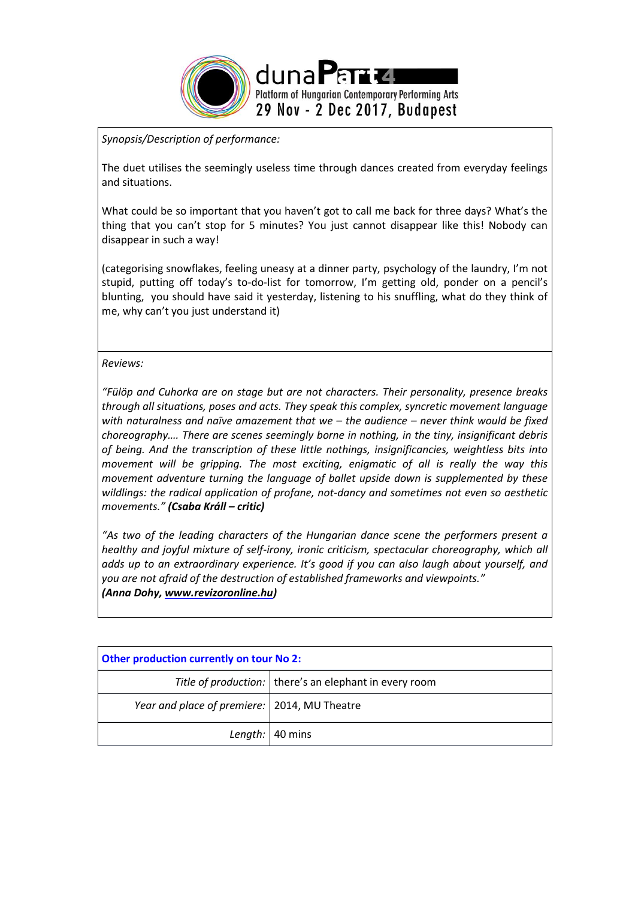*Synopsis/Description of performance:*

The duet utilises the seemingly useless time through dances created from everyday feelings and situations.

What could be so important that you haven't got to call me back for three days? What's the thing that you can't stop for 5 minutes? You just cannot disappear like this! Nobody can disappear in such a way!

(categorising snowflakes, feeling uneasy at a dinner party, psychology of the laundry, I'm not stupid, putting off today's to-do-list for tomorrow, I'm getting old, ponder on a pencil's blunting, you should have said it yesterday, listening to his snuffling, what do they think of me, why can't you just understand it)

*Reviews:*

*"Fülöp and Cuhorka are on stage but are not characters. Their personality, presence breaks through all situations, poses and acts. They speak this complex, syncretic movement language with naturalness and naïve amazement that we – the audience – never think would be fixed choreography…. There are scenes seemingly borne in nothing, in the tiny, insignificant debris of being. And the transcription of these little nothings, insignificancies, weightless bits into movement will be gripping. The most exciting, enigmatic of all is really the way this movement adventure turning the language of ballet upside down is supplemented by these wildlings: the radical application of profane, not-dancy and sometimes not even so aesthetic movements." **(Csaba Králl – critic)***

*"As two of the leading characters of the Hungarian dance scene the performers present a healthy and joyful mixture of self-irony, ironic criticism, spectacular choreography, which all adds up to an extraordinary experience. It's good if you can also laugh about yourself, and you are not afraid of the destruction of established frameworks and viewpoints."*
***(Anna Dohy, www.revizoronline.hu)***

| **Other production currently on tour No 2:** | |
|---|---|
| *Title of production:* | there's an elephant in every room |
| *Year and place of premiere:* | 2014, MU Theatre |
| *Length:* | 40 mins |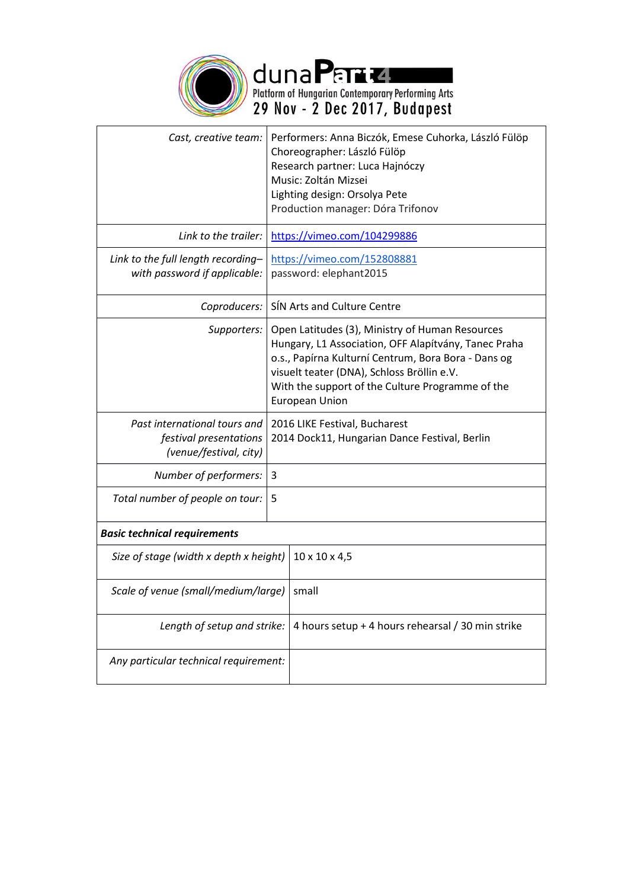dunaPart 4
Platform of Hungarian Contemporary Performing Arts
29 Nov - 2 Dec 2017, Budapest

| | |
|---|---|
| *Cast, creative team:* | Performers: Anna Biczók, Emese Cuhorka, László Fülöp<br>Choreographer: László Fülöp<br>Research partner: Luca Hajnóczy<br>Music: Zoltán Mizsei<br>Lighting design: Orsolya Pete<br>Production manager: Dóra Trifonov |
| *Link to the trailer:* | https://vimeo.com/104299886 |
| *Link to the full length recording– with password if applicable:* | https://vimeo.com/152808881<br>password: elephant2015 |
| *Coproducers:* | SÍN Arts and Culture Centre |
| *Supporters:* | Open Latitudes (3), Ministry of Human Resources Hungary, L1 Association, OFF Alapítvány, Tanec Praha o.s., Papírna Kulturní Centrum, Bora Bora - Dans og visuelt teater (DNA), Schloss Bröllin e.V.<br>With the support of the Culture Programme of the European Union |
| *Past international tours and festival presentations (venue/festival, city)* | 2016 LIKE Festival, Bucharest<br>2014 Dock11, Hungarian Dance Festival, Berlin |
| *Number of performers:* | 3 |
| *Total number of people on tour:* | 5 |

| ***Basic technical requirements*** | |
|---|---|
| *Size of stage (width x depth x height)* | 10 x 10 x 4,5 |
| *Scale of venue (small/medium/large)* | small |
| *Length of setup and strike:* | 4 hours setup + 4 hours rehearsal / 30 min strike |
| *Any particular technical requirement:* | |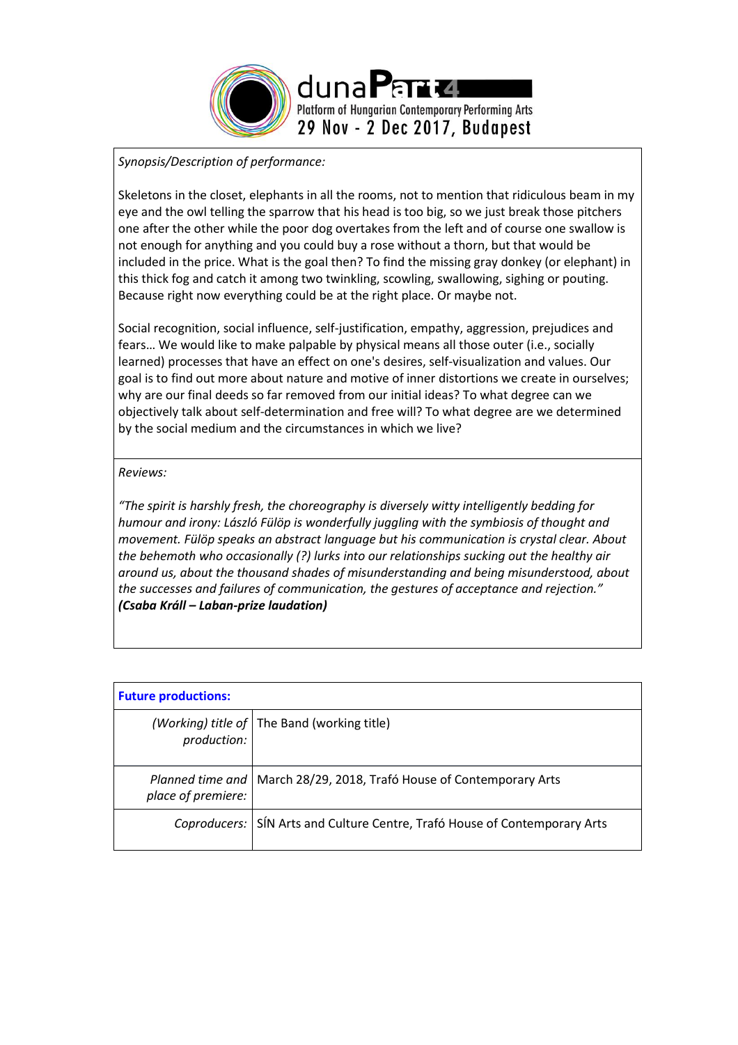*Synopsis/Description of performance:*

Skeletons in the closet, elephants in all the rooms, not to mention that ridiculous beam in my eye and the owl telling the sparrow that his head is too big, so we just break those pitchers one after the other while the poor dog overtakes from the left and of course one swallow is not enough for anything and you could buy a rose without a thorn, but that would be included in the price. What is the goal then? To find the missing gray donkey (or elephant) in this thick fog and catch it among two twinkling, scowling, swallowing, sighing or pouting. Because right now everything could be at the right place. Or maybe not.

Social recognition, social influence, self-justification, empathy, aggression, prejudices and fears… We would like to make palpable by physical means all those outer (i.e., socially learned) processes that have an effect on one's desires, self-visualization and values. Our goal is to find out more about nature and motive of inner distortions we create in ourselves; why are our final deeds so far removed from our initial ideas? To what degree can we objectively talk about self-determination and free will? To what degree are we determined by the social medium and the circumstances in which we live?

*Reviews:*

*"The spirit is harshly fresh, the choreography is diversely witty intelligently bedding for humour and irony: László Fülöp is wonderfully juggling with the symbiosis of thought and movement. Fülöp speaks an abstract language but his communication is crystal clear. About the behemoth who occasionally (?) lurks into our relationships sucking out the healthy air around us, about the thousand shades of misunderstanding and being misunderstood, about the successes and failures of communication, the gestures of acceptance and rejection."*
***(Csaba Králl – Laban-prize laudation)***

| **Future productions:** | |
|---|---|
| *(Working) title of production:* | The Band (working title) |
| *Planned time and place of premiere:* | March 28/29, 2018, Trafó House of Contemporary Arts |
| *Coproducers:* | SÍN Arts and Culture Centre, Trafó House of Contemporary Arts |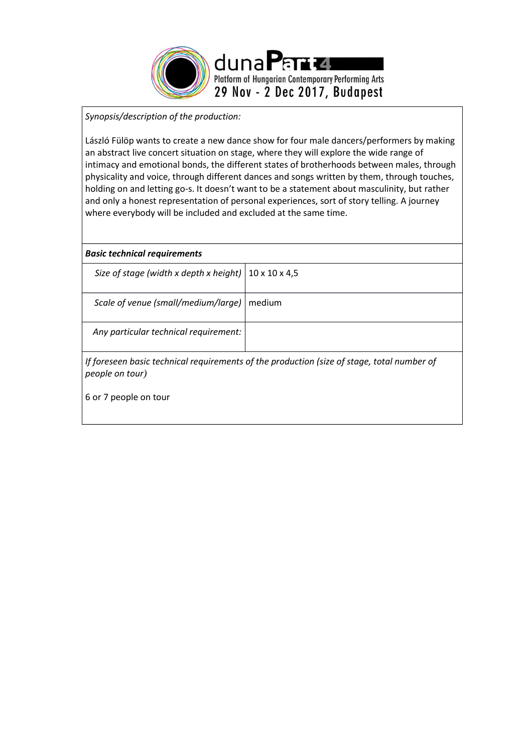*Synopsis/description of the production:*

László Fülöp wants to create a new dance show for four male dancers/performers by making an abstract live concert situation on stage, where they will explore the wide range of intimacy and emotional bonds, the different states of brotherhoods between males, through physicality and voice, through different dances and songs written by them, through touches, holding on and letting go-s. It doesn't want to be a statement about masculinity, but rather and only a honest representation of personal experiences, sort of story telling. A journey where everybody will be included and excluded at the same time.

***Basic technical requirements***

| | |
|---|---|
| *Size of stage (width x depth x height)* | 10 x 10 x 4,5 |
| *Scale of venue (small/medium/large)* | medium |
| *Any particular technical requirement:* | |

*If foreseen basic technical requirements of the production (size of stage, total number of people on tour)*

6 or 7 people on tour